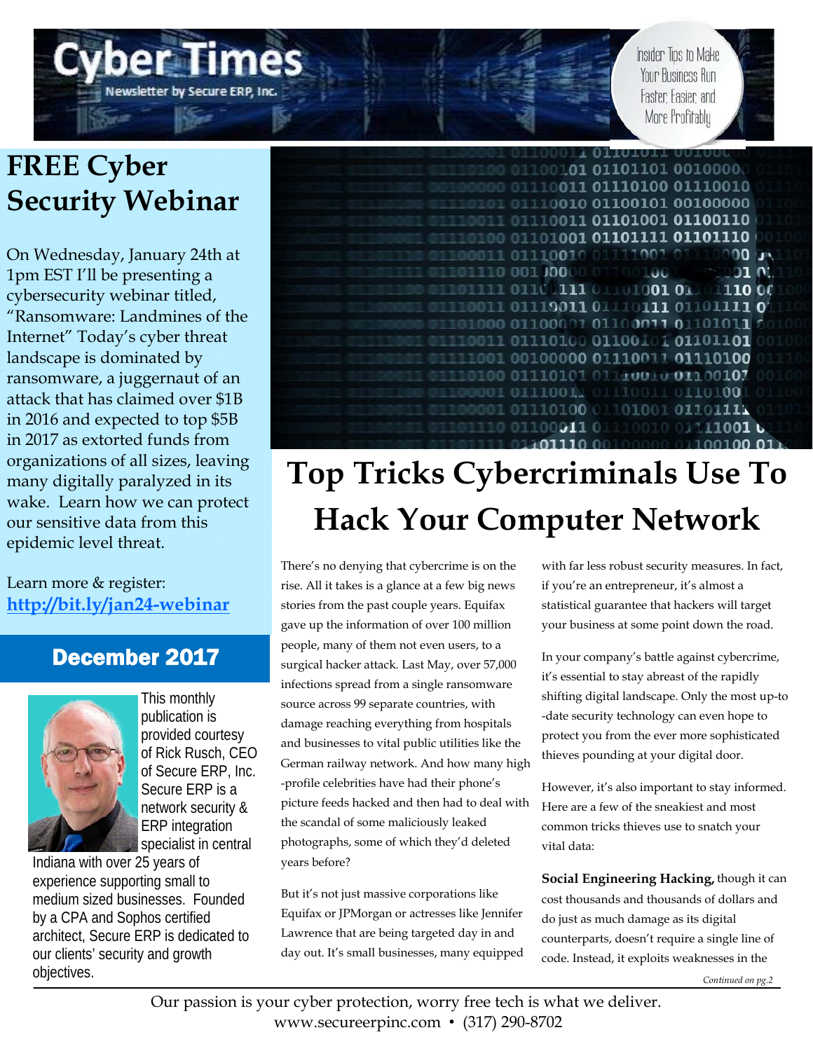# Cyber Times

Newsletter by Secure ERP, Inc.

Insider Tips to Make Your Business Run Faster, Easier, and More Profitably

## FREE Cyber Security Webinar

On Wednesday, January 24th at 1pm EST I'll be presenting a cybersecurity webinar titled, "Ransomware: Landmines of the Internet" Today's cyber threat landscape is dominated by ransomware, a juggernaut of an attack that has claimed over $1B in 2016 and expected to top $5B in 2017 as extorted funds from organizations of all sizes, leaving many digitally paralyzed in its wake. Learn how we can protect our sensitive data from this epidemic level threat.

Learn more & register: **http://bit.ly/jan24-webinar**

### December 2017

This monthly publication is provided courtesy of Rick Rusch, CEO of Secure ERP, Inc. Secure ERP is a network security & ERP integration specialist in central Indiana with over 25 years of experience supporting small to medium sized businesses. Founded by a CPA and Sophos certified architect, Secure ERP is dedicated to our clients' security and growth objectives.

# Top Tricks Cybercriminals Use To Hack Your Computer Network

There's no denying that cybercrime is on the rise. All it takes is a glance at a few big news stories from the past couple years. Equifax gave up the information of over 100 million people, many of them not even users, to a surgical hacker attack. Last May, over 57,000 infections spread from a single ransomware source across 99 separate countries, with damage reaching everything from hospitals and businesses to vital public utilities like the German railway network. And how many high-profile celebrities have had their phone's picture feeds hacked and then had to deal with the scandal of some maliciously leaked photographs, some of which they'd deleted years before?

But it's not just massive corporations like Equifax or JPMorgan or actresses like Jennifer Lawrence that are being targeted day in and day out. It's small businesses, many equipped with far less robust security measures. In fact, if you're an entrepreneur, it's almost a statistical guarantee that hackers will target your business at some point down the road.

In your company's battle against cybercrime, it's essential to stay abreast of the rapidly shifting digital landscape. Only the most up-to-date security technology can even hope to protect you from the ever more sophisticated thieves pounding at your digital door.

However, it's also important to stay informed. Here are a few of the sneakiest and most common tricks thieves use to snatch your vital data:

**Social Engineering Hacking,** though it can cost thousands and thousands of dollars and do just as much damage as its digital counterparts, doesn't require a single line of code. Instead, it exploits weaknesses in the

*Continued on pg.2*

Our passion is your cyber protection, worry free tech is what we deliver.
www.secureerpinc.com • (317) 290-8702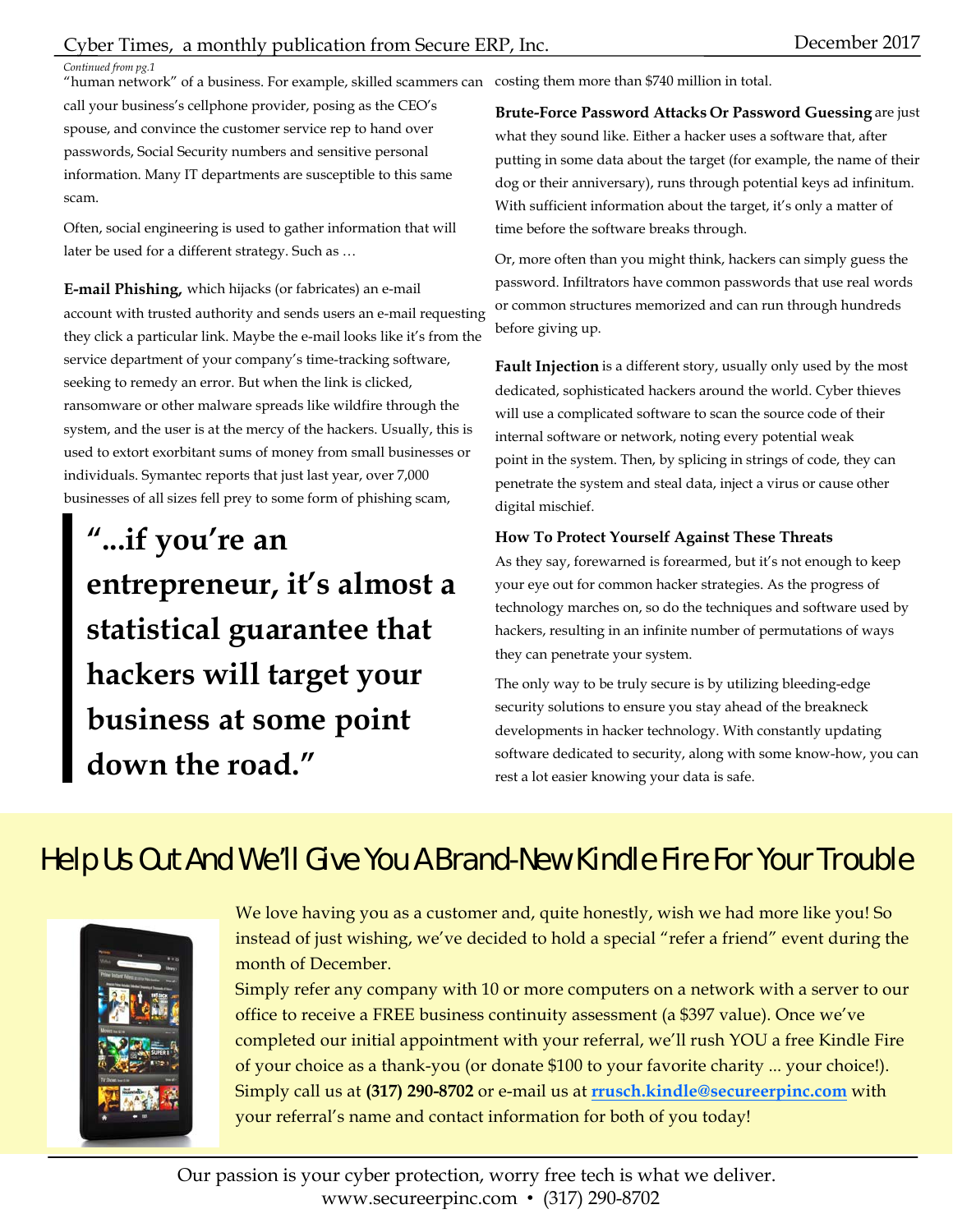*Continued from pg.1*

"human network" of a business. For example, skilled scammers can call your business's cellphone provider, posing as the CEO's spouse, and convince the customer service rep to hand over passwords, Social Security numbers and sensitive personal information. Many IT departments are susceptible to this same scam.

Often, social engineering is used to gather information that will later be used for a different strategy. Such as …

**E-mail Phishing,** which hijacks (or fabricates) an e-mail account with trusted authority and sends users an e-mail requesting they click a particular link. Maybe the e-mail looks like it's from the service department of your company's time-tracking software, seeking to remedy an error. But when the link is clicked, ransomware or other malware spreads like wildfire through the system, and the user is at the mercy of the hackers. Usually, this is used to extort exorbitant sums of money from small businesses or individuals. Symantec reports that just last year, over 7,000 businesses of all sizes fell prey to some form of phishing scam, costing them more than $740 million in total.

> **"...if you're an entrepreneur, it's almost a statistical guarantee that hackers will target your business at some point down the road."**

**Brute-Force Password Attacks Or Password Guessing** are just what they sound like. Either a hacker uses a software that, after putting in some data about the target (for example, the name of their dog or their anniversary), runs through potential keys ad infinitum. With sufficient information about the target, it's only a matter of time before the software breaks through.

Or, more often than you might think, hackers can simply guess the password. Infiltrators have common passwords that use real words or common structures memorized and can run through hundreds before giving up.

**Fault Injection** is a different story, usually only used by the most dedicated, sophisticated hackers around the world. Cyber thieves will use a complicated software to scan the source code of their internal software or network, noting every potential weak point in the system. Then, by splicing in strings of code, they can penetrate the system and steal data, inject a virus or cause other digital mischief.

### How To Protect Yourself Against These Threats

As they say, forewarned is forearmed, but it's not enough to keep your eye out for common hacker strategies. As the progress of technology marches on, so do the techniques and software used by hackers, resulting in an infinite number of permutations of ways they can penetrate your system.

The only way to be truly secure is by utilizing bleeding-edge security solutions to ensure you stay ahead of the breakneck developments in hacker technology. With constantly updating software dedicated to security, along with some know-how, you can rest a lot easier knowing your data is safe.

## Help Us Out And We'll Give You A Brand-New Kindle Fire For Your Trouble

We love having you as a customer and, quite honestly, wish we had more like you! So instead of just wishing, we've decided to hold a special "refer a friend" event during the month of December.

Simply refer any company with 10 or more computers on a network with a server to our office to receive a FREE business continuity assessment (a $397 value). Once we've completed our initial appointment with your referral, we'll rush YOU a free Kindle Fire of your choice as a thank-you (or donate $100 to your favorite charity ... your choice!). Simply call us at **(317) 290-8702** or e-mail us at **rrusch.kindle@secureerpinc.com** with your referral's name and contact information for both of you today!

Our passion is your cyber protection, worry free tech is what we deliver.
www.secureerpinc.com • (317) 290-8702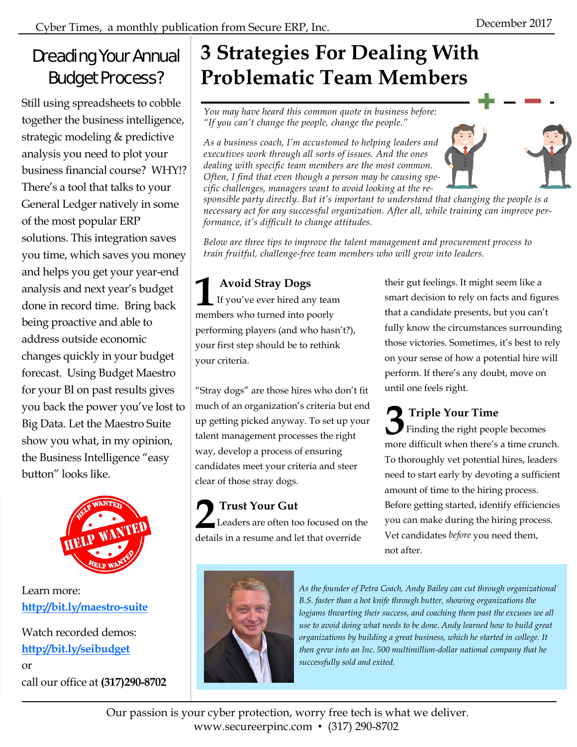# Dreading Your Annual Budget Process?

Still using spreadsheets to cobble together the business intelligence, strategic modeling & predictive analysis you need to plot your business financial course? WHY!? There's a tool that talks to your General Ledger natively in some of the most popular ERP solutions. This integration saves you time, which saves you money and helps you get your year-end analysis and next year's budget done in record time. Bring back being proactive and able to address outside economic changes quickly in your budget forecast. Using Budget Maestro for your BI on past results gives you back the power you've lost to Big Data. Let the Maestro Suite show you what, in my opinion, the Business Intelligence "easy button" looks like.

Learn more:
**http://bit.ly/maestro-suite**

Watch recorded demos:
**http://bit.ly/seibudget**
or
call our office at **(317)290-8702**

# 3 Strategies For Dealing With Problematic Team Members

*You may have heard this common quote in business before: "If you can't change the people, change the people."*

*As a business coach, I'm accustomed to helping leaders and executives work through all sorts of issues. And the ones dealing with specific team members are the most common. Often, I find that even though a person may be causing specific challenges, managers want to avoid looking at the responsible party directly. But it's important to understand that changing the people is a necessary act for any successful organization. After all, while training can improve performance, it's difficult to change attitudes.*

*Below are three tips to improve the talent management and procurement process to train fruitful, challenge-free team members who will grow into leaders.*

## 1 Avoid Stray Dogs

If you've ever hired any team members who turned into poorly performing players (and who hasn't?), your first step should be to rethink your criteria.

"Stray dogs" are those hires who don't fit much of an organization's criteria but end up getting picked anyway. To set up your talent management processes the right way, develop a process of ensuring candidates meet your criteria and steer clear of those stray dogs.

## 2 Trust Your Gut

Leaders are often too focused on the details in a resume and let that override their gut feelings. It might seem like a smart decision to rely on facts and figures that a candidate presents, but you can't fully know the circumstances surrounding those victories. Sometimes, it's best to rely on your sense of how a potential hire will perform. If there's any doubt, move on until one feels right.

## 3 Triple Your Time

Finding the right people becomes more difficult when there's a time crunch. To thoroughly vet potential hires, leaders need to start early by devoting a sufficient amount of time to the hiring process. Before getting started, identify efficiencies you can make during the hiring process. Vet candidates *before* you need them, not after.

*As the founder of Petra Coach, Andy Bailey can cut through organizational B.S. faster than a hot knife through butter, showing organizations the logjams thwarting their success, and coaching them past the excuses we all use to avoid doing what needs to be done. Andy learned how to build great organizations by building a great business, which he started in college. It then grew into an Inc. 500 multimillion-dollar national company that he successfully sold and exited.*

Our passion is your cyber protection, worry free tech is what we deliver.
www.secureerpinc.com • (317) 290-8702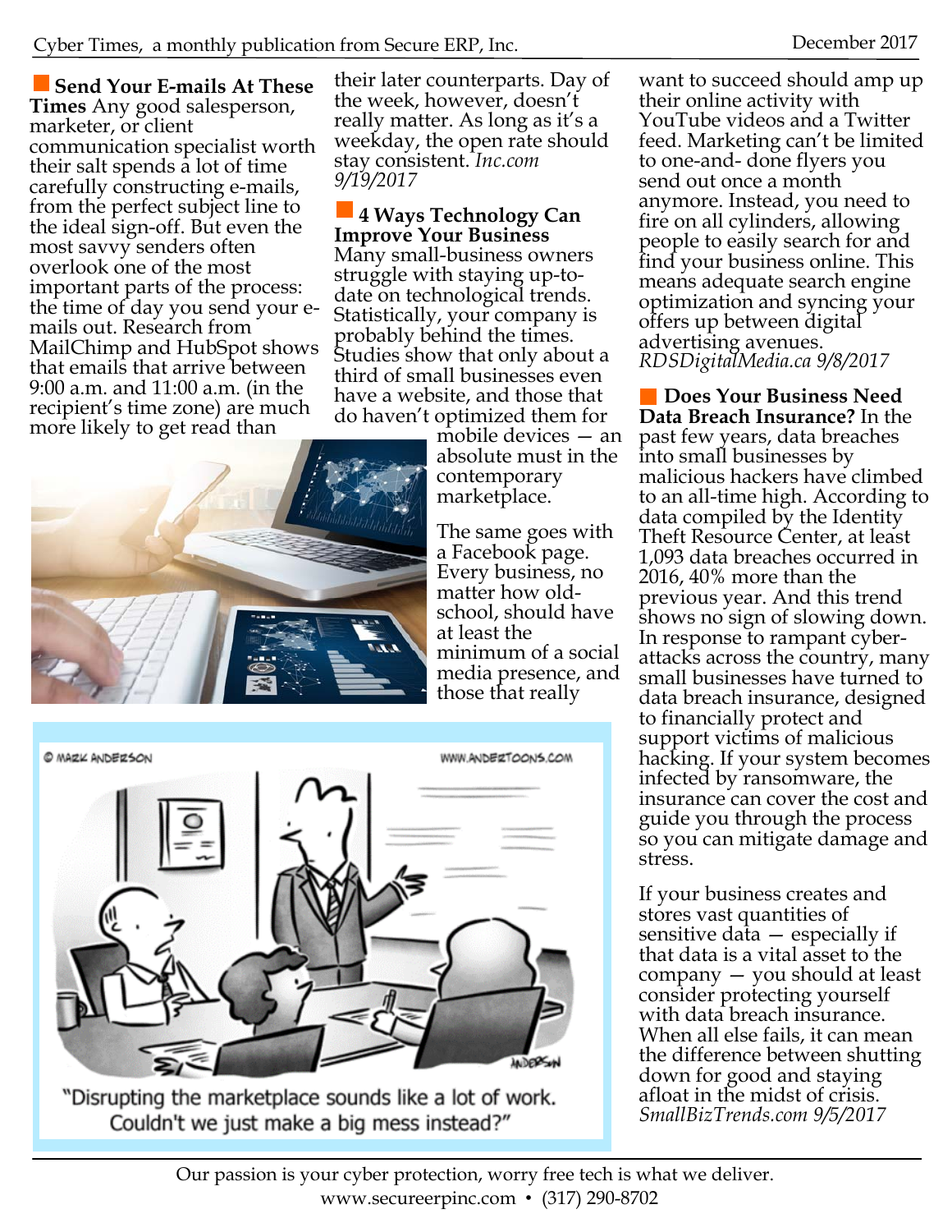**Send Your E-mails At These Times** Any good salesperson, marketer, or client communication specialist worth their salt spends a lot of time carefully constructing e-mails, from the perfect subject line to the ideal sign-off. But even the most savvy senders often overlook one of the most important parts of the process: the time of day you send your e-mails out. Research from MailChimp and HubSpot shows that emails that arrive between 9:00 a.m. and 11:00 a.m. (in the recipient's time zone) are much more likely to get read than their later counterparts. Day of the week, however, doesn't really matter. As long as it's a weekday, the open rate should stay consistent. *Inc.com 9/19/2017*

**4 Ways Technology Can Improve Your Business** Many small-business owners struggle with staying up-to-date on technological trends. Statistically, your company is probably behind the times. Studies show that only about a third of small businesses even have a website, and those that do haven't optimized them for mobile devices — an absolute must in the contemporary marketplace.

The same goes with a Facebook page. Every business, no matter how old-school, should have at least the minimum of a social media presence, and those that really want to succeed should amp up their online activity with YouTube videos and a Twitter feed. Marketing can't be limited to one-and- done flyers you send out once a month anymore. Instead, you need to fire on all cylinders, allowing people to easily search for and find your business online. This means adequate search engine optimization and syncing your offers up between digital advertising avenues. *RDSDigitalMedia.ca 9/8/2017*

"Disrupting the marketplace sounds like a lot of work. Couldn't we just make a big mess instead?"

**Does Your Business Need Data Breach Insurance?** In the past few years, data breaches into small businesses by malicious hackers have climbed to an all-time high. According to data compiled by the Identity Theft Resource Center, at least 1,093 data breaches occurred in 2016, 40% more than the previous year. And this trend shows no sign of slowing down. In response to rampant cyber-attacks across the country, many small businesses have turned to data breach insurance, designed to financially protect and support victims of malicious hacking. If your system becomes infected by ransomware, the insurance can cover the cost and guide you through the process so you can mitigate damage and stress.

If your business creates and stores vast quantities of sensitive data — especially if that data is a vital asset to the company — you should at least consider protecting yourself with data breach insurance. When all else fails, it can mean the difference between shutting down for good and staying afloat in the midst of crisis. *SmallBizTrends.com 9/5/2017*